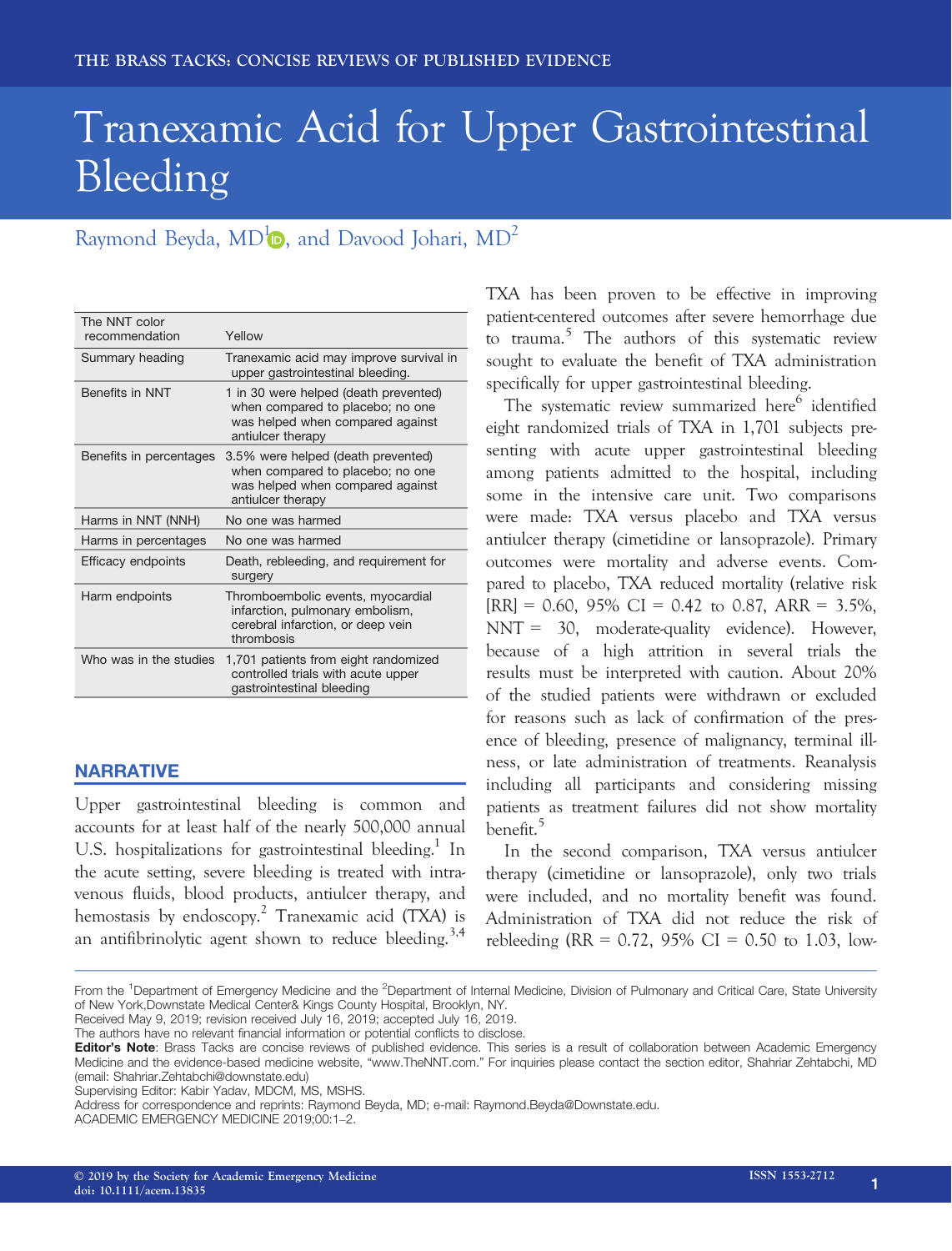THE BRASS TACKS: CONCISE REVIEWS OF PUBLISHED EVIDENCE

# Tranexamic Acid for Upper Gastrointestinal Bleeding

Raymond Beyda, MD[1], and Davood Johari, MD[2]

| | |
|---|---|
| The NNT color recommendation | Yellow |
| Summary heading | Tranexamic acid may improve survival in upper gastrointestinal bleeding. |
| Benefits in NNT | 1 in 30 were helped (death prevented) when compared to placebo; no one was helped when compared against antiulcer therapy |
| Benefits in percentages | 3.5% were helped (death prevented) when compared to placebo; no one was helped when compared against antiulcer therapy |
| Harms in NNT (NNH) | No one was harmed |
| Harms in percentages | No one was harmed |
| Efficacy endpoints | Death, rebleeding, and requirement for surgery |
| Harm endpoints | Thromboembolic events, myocardial infarction, pulmonary embolism, cerebral infarction, or deep vein thrombosis |
| Who was in the studies | 1,701 patients from eight randomized controlled trials with acute upper gastrointestinal bleeding |

## NARRATIVE

Upper gastrointestinal bleeding is common and accounts for at least half of the nearly 500,000 annual U.S. hospitalizations for gastrointestinal bleeding.[1] In the acute setting, severe bleeding is treated with intravenous fluids, blood products, antiulcer therapy, and hemostasis by endoscopy.[2] Tranexamic acid (TXA) is an antifibrinolytic agent shown to reduce bleeding.[3,4] TXA has been proven to be effective in improving patient-centered outcomes after severe hemorrhage due to trauma.[5] The authors of this systematic review sought to evaluate the benefit of TXA administration specifically for upper gastrointestinal bleeding.

The systematic review summarized here[6] identified eight randomized trials of TXA in 1,701 subjects presenting with acute upper gastrointestinal bleeding among patients admitted to the hospital, including some in the intensive care unit. Two comparisons were made: TXA versus placebo and TXA versus antiulcer therapy (cimetidine or lansoprazole). Primary outcomes were mortality and adverse events. Compared to placebo, TXA reduced mortality (relative risk [RR] = 0.60, 95% CI = 0.42 to 0.87, ARR = 3.5%, NNT = 30, moderate-quality evidence). However, because of a high attrition in several trials the results must be interpreted with caution. About 20% of the studied patients were withdrawn or excluded for reasons such as lack of confirmation of the presence of bleeding, presence of malignancy, terminal illness, or late administration of treatments. Reanalysis including all participants and considering missing patients as treatment failures did not show mortality benefit.[5]

In the second comparison, TXA versus antiulcer therapy (cimetidine or lansoprazole), only two trials were included, and no mortality benefit was found. Administration of TXA did not reduce the risk of rebleeding (RR = 0.72, 95% CI = 0.50 to 1.03, low-

From the [1]Department of Emergency Medicine and the [2]Department of Internal Medicine, Division of Pulmonary and Critical Care, State University of New York,Downstate Medical Center& Kings County Hospital, Brooklyn, NY.
Received May 9, 2019; revision received July 16, 2019; accepted July 16, 2019.
The authors have no relevant financial information or potential conflicts to disclose.
**Editor's Note**: Brass Tacks are concise reviews of published evidence. This series is a result of collaboration between Academic Emergency Medicine and the evidence-based medicine website, "www.TheNNT.com." For inquiries please contact the section editor, Shahriar Zehtabchi, MD (email: Shahriar.Zehtabchi@downstate.edu)
Supervising Editor: Kabir Yadav, MDCM, MS, MSHS.
Address for correspondence and reprints: Raymond Beyda, MD; e-mail: Raymond.Beyda@Downstate.edu.
ACADEMIC EMERGENCY MEDICINE 2019;00:1–2.

© 2019 by the Society for Academic Emergency Medicine
doi: 10.1111/acem.13835
ISSN 1553-2712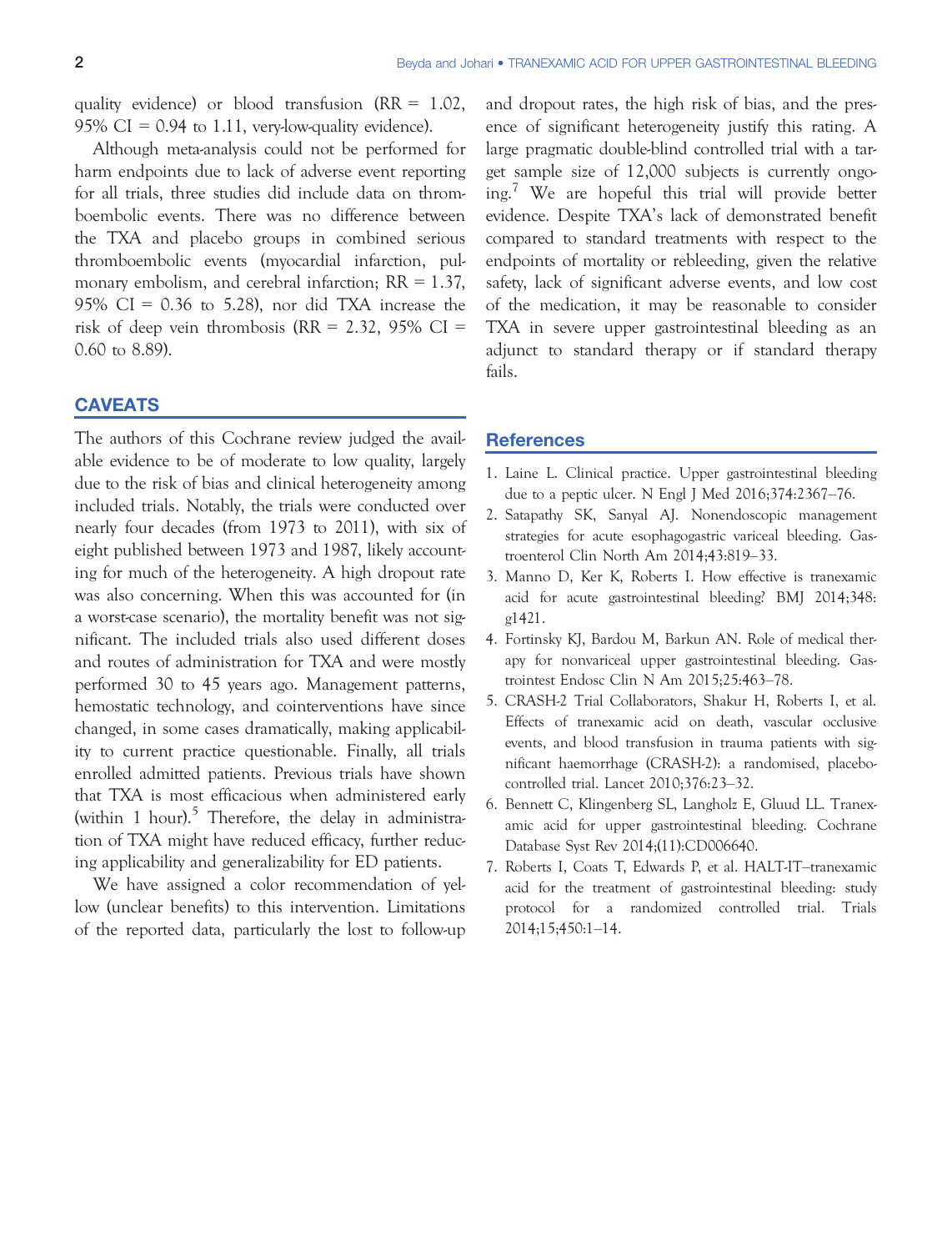quality evidence) or blood transfusion (RR = 1.02, 95% CI = 0.94 to 1.11, very-low-quality evidence).

Although meta-analysis could not be performed for harm endpoints due to lack of adverse event reporting for all trials, three studies did include data on thromboembolic events. There was no difference between the TXA and placebo groups in combined serious thromboembolic events (myocardial infarction, pulmonary embolism, and cerebral infarction; RR = 1.37, 95% CI = 0.36 to 5.28), nor did TXA increase the risk of deep vein thrombosis (RR = 2.32, 95% CI = 0.60 to 8.89).

## CAVEATS

The authors of this Cochrane review judged the available evidence to be of moderate to low quality, largely due to the risk of bias and clinical heterogeneity among included trials. Notably, the trials were conducted over nearly four decades (from 1973 to 2011), with six of eight published between 1973 and 1987, likely accounting for much of the heterogeneity. A high dropout rate was also concerning. When this was accounted for (in a worst-case scenario), the mortality benefit was not significant. The included trials also used different doses and routes of administration for TXA and were mostly performed 30 to 45 years ago. Management patterns, hemostatic technology, and cointerventions have since changed, in some cases dramatically, making applicability to current practice questionable. Finally, all trials enrolled admitted patients. Previous trials have shown that TXA is most efficacious when administered early (within 1 hour).[5] Therefore, the delay in administration of TXA might have reduced efficacy, further reducing applicability and generalizability for ED patients.

We have assigned a color recommendation of yellow (unclear benefits) to this intervention. Limitations of the reported data, particularly the lost to follow-up and dropout rates, the high risk of bias, and the presence of significant heterogeneity justify this rating. A large pragmatic double-blind controlled trial with a target sample size of 12,000 subjects is currently ongoing.[7] We are hopeful this trial will provide better evidence. Despite TXA's lack of demonstrated benefit compared to standard treatments with respect to the endpoints of mortality or rebleeding, given the relative safety, lack of significant adverse events, and low cost of the medication, it may be reasonable to consider TXA in severe upper gastrointestinal bleeding as an adjunct to standard therapy or if standard therapy fails.

## References

1. Laine L. Clinical practice. Upper gastrointestinal bleeding due to a peptic ulcer. N Engl J Med 2016;374:2367–76.
2. Satapathy SK, Sanyal AJ. Nonendoscopic management strategies for acute esophagogastric variceal bleeding. Gastroenterol Clin North Am 2014;43:819–33.
3. Manno D, Ker K, Roberts I. How effective is tranexamic acid for acute gastrointestinal bleeding? BMJ 2014;348: g1421.
4. Fortinsky KJ, Bardou M, Barkun AN. Role of medical therapy for nonvariceal upper gastrointestinal bleeding. Gastrointest Endosc Clin N Am 2015;25:463–78.
5. CRASH-2 Trial Collaborators, Shakur H, Roberts I, et al. Effects of tranexamic acid on death, vascular occlusive events, and blood transfusion in trauma patients with significant haemorrhage (CRASH-2): a randomised, placebo-controlled trial. Lancet 2010;376:23–32.
6. Bennett C, Klingenberg SL, Langholz E, Gluud LL. Tranexamic acid for upper gastrointestinal bleeding. Cochrane Database Syst Rev 2014;(11):CD006640.
7. Roberts I, Coats T, Edwards P, et al. HALT-IT–tranexamic acid for the treatment of gastrointestinal bleeding: study protocol for a randomized controlled trial. Trials 2014;15;450:1–14.